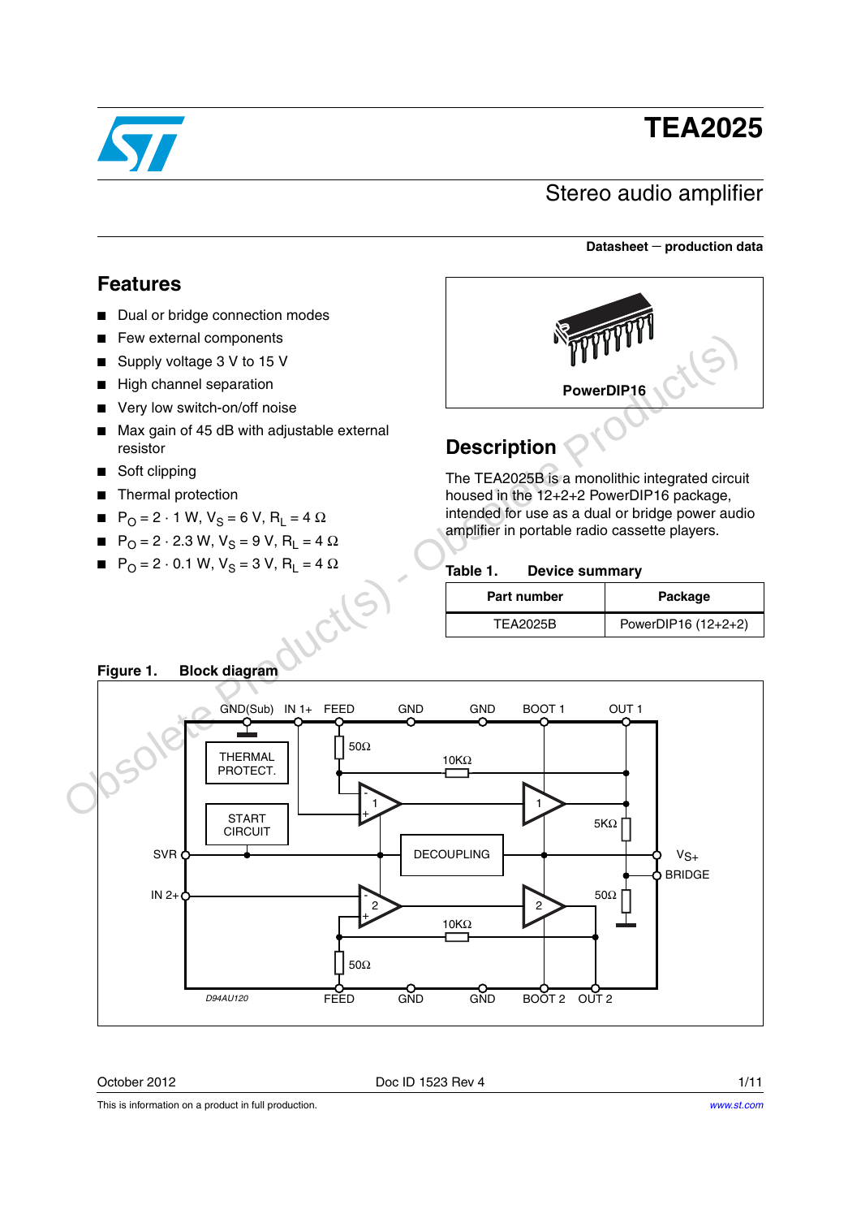# TEA2025

## Stereo audio amplifier

**Datasheet — production data**

## Features

- Dual or bridge connection modes
- Few external components
- Supply voltage 3 V to 15 V
- High channel separation
- Very low switch-on/off noise
- Max gain of 45 dB with adjustable external resistor
- Soft clipping
- Thermal protection
- $P_O = 2 \cdot 1$ W, $V_S = 6$ V, $R_L = 4\ \Omega$
- $P_O = 2 \cdot 2.3$ W, $V_S = 9$ V, $R_L = 4\ \Omega$
- $P_O = 2 \cdot 0.1$ W, $V_S = 3$ V, $R_L = 4\ \Omega$

PowerDIP16

## Description

The TEA2025B is a monolithic integrated circuit housed in the 12+2+2 PowerDIP16 package, intended for use as a dual or bridge power audio amplifier in portable radio cassette players.

**Table 1. Device summary**

| Part number | Package |
|---|---|
| TEA2025B | PowerDIP16 (12+2+2) |

**Figure 1. Block diagram**

October 2012 Doc ID 1523 Rev 4

This is information on a product in full production.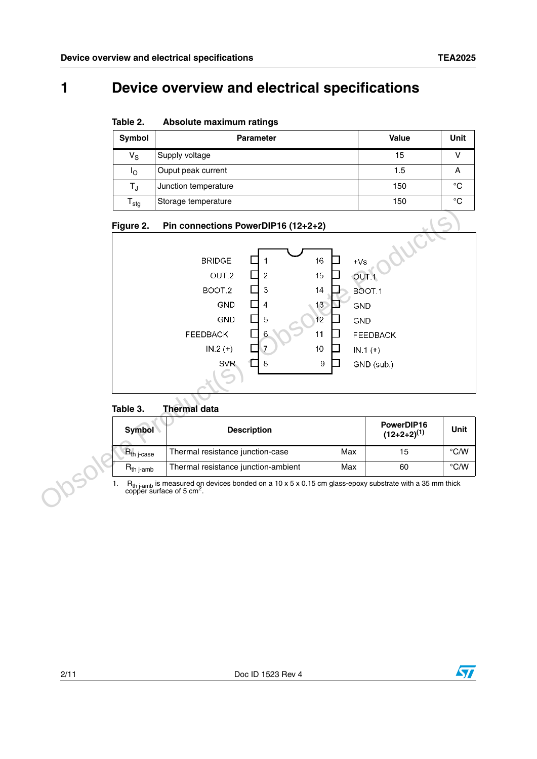# 1 Device overview and electrical specifications

**Table 2. Absolute maximum ratings**

| Symbol | Parameter | Value | Unit |
|---|---|---|---|
| $V_S$ | Supply voltage | 15 | V |
| $I_O$ | Ouput peak current | 1.5 | A |
| $T_J$ | Junction temperature | 150 | °C |
| $T_{stg}$ | Storage temperature | 150 | °C |

**Figure 2. Pin connections PowerDIP16 (12+2+2)**

| Pin | Name | Pin | Name |
|---|---|---|---|
| 1 | BRIDGE | 16 | +Vs |
| 2 | OUT.2 | 15 | OUT.1 |
| 3 | BOOT.2 | 14 | BOOT.1 |
| 4 | GND | 13 | GND |
| 5 | GND | 12 | GND |
| 6 | FEEDBACK | 11 | FEEDBACK |
| 7 | IN.2 (+) | 10 | IN.1 (+) |
| 8 | SVR | 9 | GND (sub.) |

**Table 3. Thermal data**

| Symbol | Description | | PowerDIP16 (12+2+2)(1) | Unit |
|---|---|---|---|---|
| $R_{th\ j\text{-}case}$ | Thermal resistance junction-case | Max | 15 | °C/W |
| $R_{th\ j\text{-}amb}$ | Thermal resistance junction-ambient | Max | 60 | °C/W |

1. $R_{th\ j\text{-}amb}$ is measured on devices bonded on a 10 x 5 x 0.15 cm glass-epoxy substrate with a 35 mm thick copper surface of 5 $cm^2$.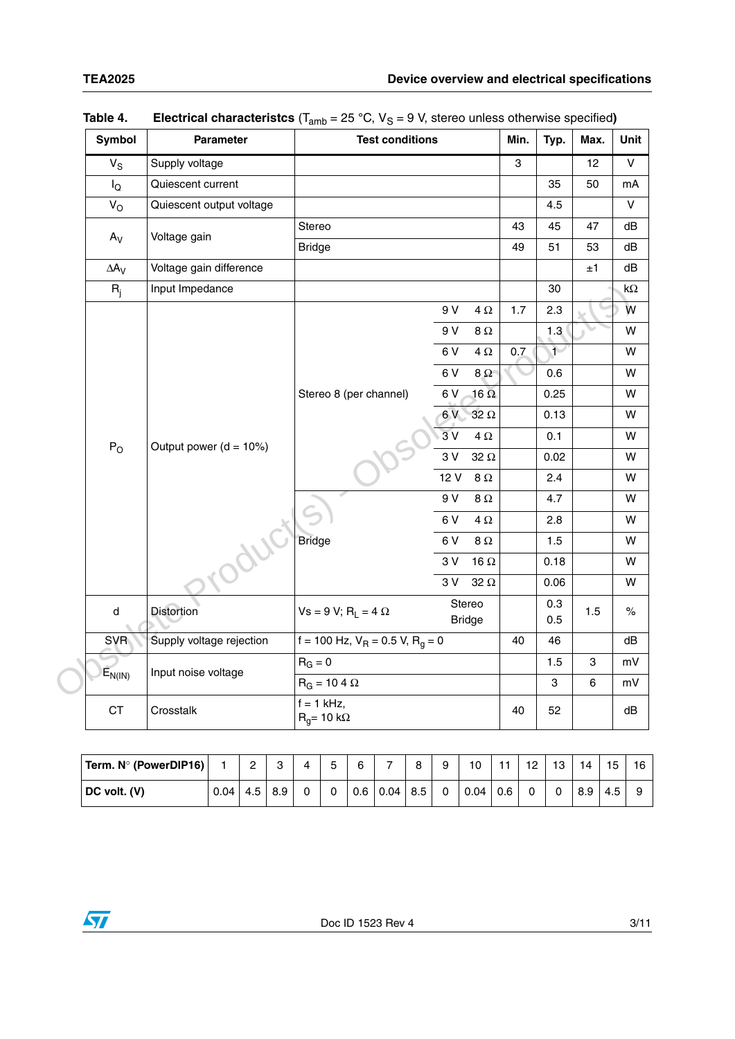Table 4. **Electrical characteristcs** ($T_{amb}$ = 25 °C, $V_S$ = 9 V, stereo unless otherwise specified)

| Symbol | Parameter | Test conditions | | | Min. | Typ. | Max. | Unit |
|---|---|---|---|---|---|---|---|---|
| $V_S$ | Supply voltage | | | | 3 | | 12 | V |
| $I_Q$ | Quiescent current | | | | | 35 | 50 | mA |
| $V_O$ | Quiescent output voltage | | | | | 4.5 | | V |
| $A_V$ | Voltage gain | Stereo | | | 43 | 45 | 47 | dB |
| | | Bridge | | | 49 | 51 | 53 | dB |
| $\Delta A_V$ | Voltage gain difference | | | | | | ±1 | dB |
| $R_j$ | Input Impedance | | | | | 30 | | kΩ |
| $P_O$ | Output power (d = 10%) | Stereo 8 (per channel) | 9 V | 4 Ω | 1.7 | 2.3 | | W |
| | | | 9 V | 8 Ω | | 1.3 | | W |
| | | | 6 V | 4 Ω | 0.7 | 1 | | W |
| | | | 6 V | 8 Ω | | 0.6 | | W |
| | | | 6 V | 16 Ω | | 0.25 | | W |
| | | | 6 V | 32 Ω | | 0.13 | | W |
| | | | 3 V | 4 Ω | | 0.1 | | W |
| | | | 3 V | 32 Ω | | 0.02 | | W |
| | | | 12 V | 8 Ω | | 2.4 | | W |
| | | Bridge | 9 V | 8 Ω | | 4.7 | | W |
| | | | 6 V | 4 Ω | | 2.8 | | W |
| | | | 6 V | 8 Ω | | 1.5 | | W |
| | | | 3 V | 16 Ω | | 0.18 | | W |
| | | | 3 V | 32 Ω | | 0.06 | | W |
| d | Distortion | Vs = 9 V; $R_L$ = 4 Ω | Stereo<br>Bridge | | | 0.3<br>0.5 | 1.5 | % |
| SVR | Supply voltage rejection | f = 100 Hz, $V_R$ = 0.5 V, $R_g$ = 0 | | | 40 | 46 | | dB |
| $E_{N(IN)}$ | Input noise voltage | $R_G$ = 0 | | | | 1.5 | 3 | mV |
| | | $R_G$ = 10 4 Ω | | | | 3 | 6 | mV |
| CT | Crosstalk | f = 1 kHz,<br>$R_g$= 10 kΩ | | | 40 | 52 | | dB |

| Term. N° (PowerDIP16) | 1 | 2 | 3 | 4 | 5 | 6 | 7 | 8 | 9 | 10 | 11 | 12 | 13 | 14 | 15 | 16 |
|---|---|---|---|---|---|---|---|---|---|---|---|---|---|---|---|---|
| DC volt. (V) | 0.04 | 4.5 | 8.9 | 0 | 0 | 0.6 | 0.04 | 8.5 | 0 | 0.04 | 0.6 | 0 | 0 | 8.9 | 4.5 | 9 |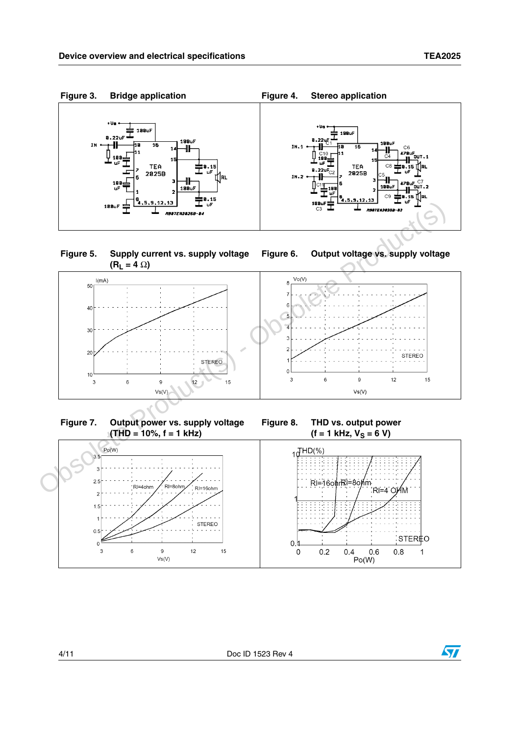**Figure 3. Bridge application**

**Figure 4. Stereo application**

**Figure 5. Supply current vs. supply voltage ($R_L$ = 4 Ω)**

**Figure 6. Output voltage vs. supply voltage**

**Figure 7. Output power vs. supply voltage (THD = 10%, f = 1 kHz)**

**Figure 8. THD vs. output power (f = 1 kHz, $V_S$ = 6 V)**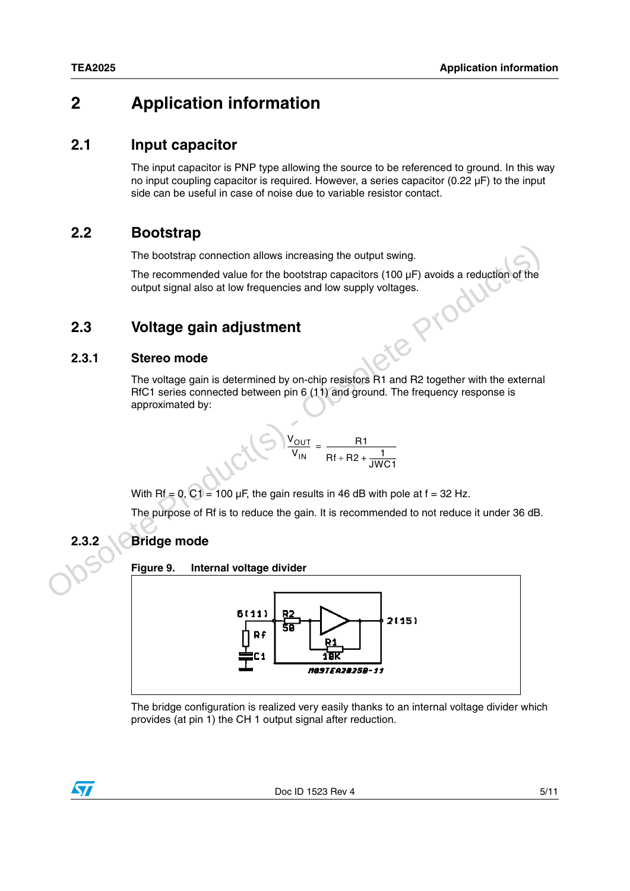# 2 Application information

## 2.1 Input capacitor

The input capacitor is PNP type allowing the source to be referenced to ground. In this way no input coupling capacitor is required. However, a series capacitor (0.22 µF) to the input side can be useful in case of noise due to variable resistor contact.

## 2.2 Bootstrap

The bootstrap connection allows increasing the output swing.

The recommended value for the bootstrap capacitors (100 µF) avoids a reduction of the output signal also at low frequencies and low supply voltages.

## 2.3 Voltage gain adjustment

### 2.3.1 Stereo mode

The voltage gain is determined by on-chip resistors R1 and R2 together with the external RfC1 series connected between pin 6 (11) and ground. The frequency response is approximated by:

$$\frac{V_{OUT}}{V_{IN}} = \frac{R1}{Rf + R2 + \frac{1}{JWC1}}$$

With Rf = 0, C1 = 100 µF, the gain results in 46 dB with pole at f = 32 Hz.

The purpose of Rf is to reduce the gain. It is recommended to not reduce it under 36 dB.

### 2.3.2 Bridge mode

**Figure 9. Internal voltage divider**

The bridge configuration is realized very easily thanks to an internal voltage divider which provides (at pin 1) the CH 1 output signal after reduction.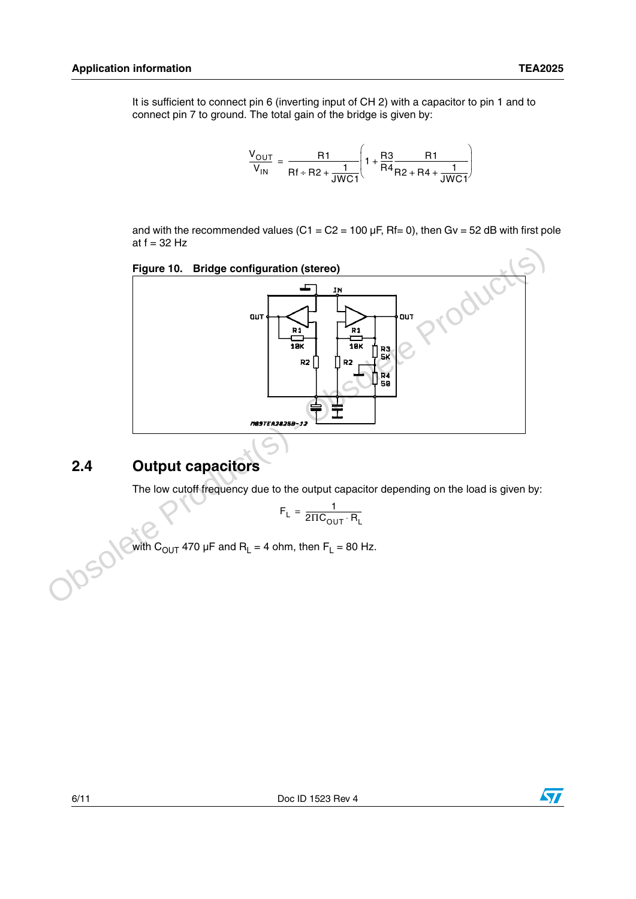It is sufficient to connect pin 6 (inverting input of CH 2) with a capacitor to pin 1 and to connect pin 7 to ground. The total gain of the bridge is given by:

$$\frac{V_{OUT}}{V_{IN}} = \frac{R1}{Rf + R2 + \frac{1}{JWC1}}\left(1 + \frac{R3}{R4}\frac{R1}{R2 + R4 + \frac{1}{JWC1}}\right)$$

and with the recommended values (C1 = C2 = 100 µF, Rf= 0), then Gv = 52 dB with first pole at f = 32 Hz

**Figure 10. Bridge configuration (stereo)**

## 2.4 Output capacitors

The low cutoff frequency due to the output capacitor depending on the load is given by:

$$F_L = \frac{1}{2\Pi C_{OUT} \cdot R_L}$$

with $C_{OUT}$ 470 µF and $R_L$ = 4 ohm, then $F_L$ = 80 Hz.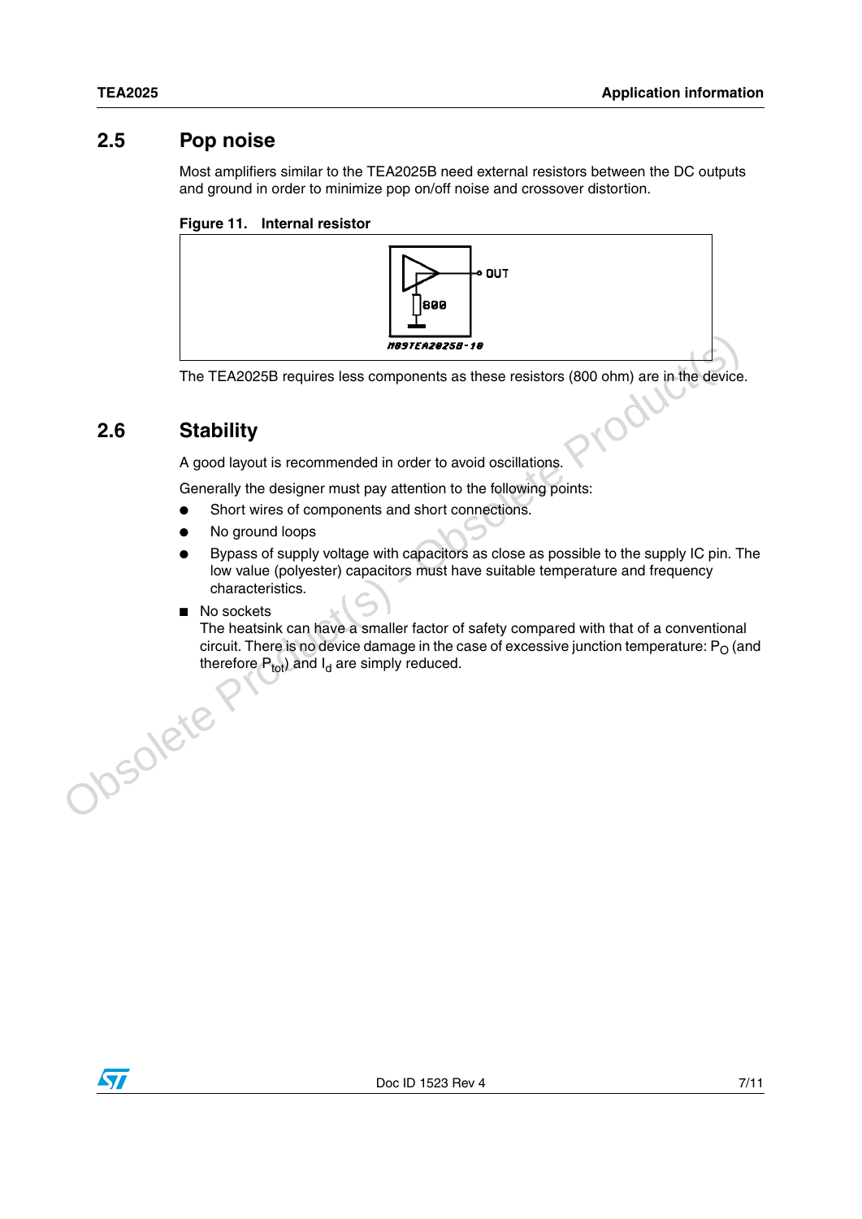## 2.5 Pop noise

Most amplifiers similar to the TEA2025B need external resistors between the DC outputs and ground in order to minimize pop on/off noise and crossover distortion.

**Figure 11. Internal resistor**

The TEA2025B requires less components as these resistors (800 ohm) are in the device.

## 2.6 Stability

A good layout is recommended in order to avoid oscillations.

Generally the designer must pay attention to the following points:

- Short wires of components and short connections.
- No ground loops
- Bypass of supply voltage with capacitors as close as possible to the supply IC pin. The low value (polyester) capacitors must have suitable temperature and frequency characteristics.

- No sockets
  The heatsink can have a smaller factor of safety compared with that of a conventional circuit. There is no device damage in the case of excessive junction temperature: $P_O$ (and therefore $P_{tot}$) and $I_d$ are simply reduced.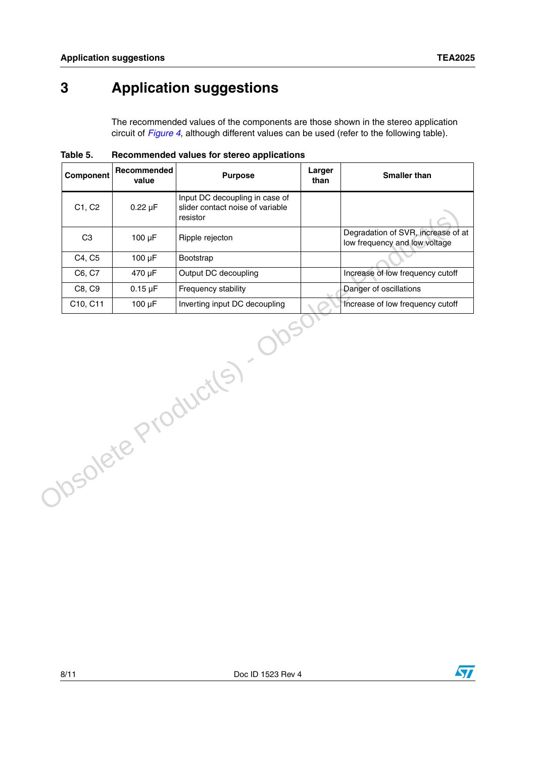# 3 Application suggestions

The recommended values of the components are those shown in the stereo application circuit of *Figure 4*, although different values can be used (refer to the following table).

**Table 5. Recommended values for stereo applications**

| Component | Recommended value | Purpose | Larger than | Smaller than |
|---|---|---|---|---|
| C1, C2 | 0.22 µF | Input DC decoupling in case of slider contact noise of variable resistor | | |
| C3 | 100 µF | Ripple rejecton | | Degradation of SVR, increase of at low frequency and low voltage |
| C4, C5 | 100 µF | Bootstrap | | |
| C6, C7 | 470 µF | Output DC decoupling | | Increase of low frequency cutoff |
| C8, C9 | 0.15 µF | Frequency stability | | Danger of oscillations |
| C10, C11 | 100 µF | Inverting input DC decoupling | | Increase of low frequency cutoff |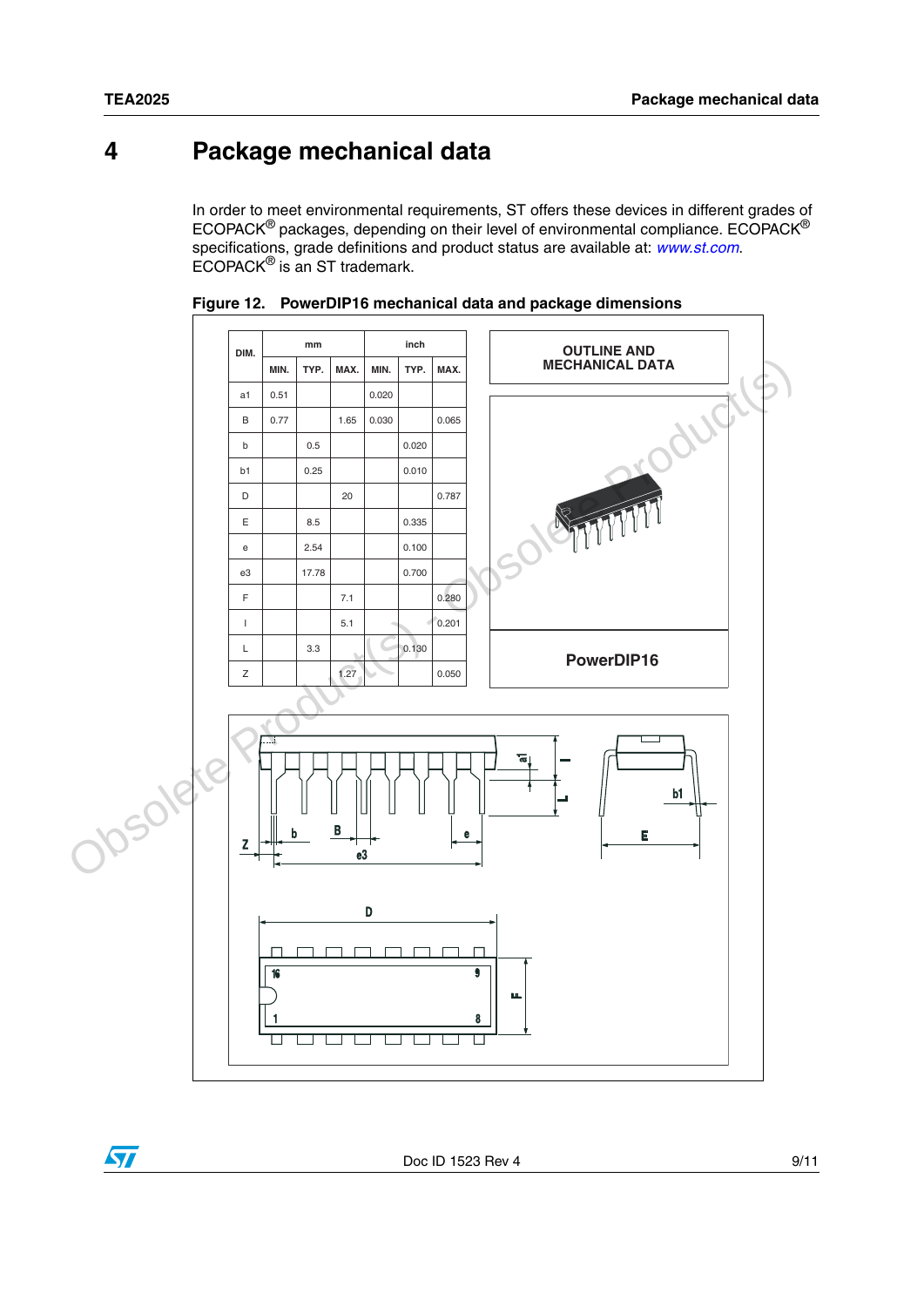# 4 Package mechanical data

In order to meet environmental requirements, ST offers these devices in different grades of ECOPACK® packages, depending on their level of environmental compliance. ECOPACK® specifications, grade definitions and product status are available at: *www.st.com*. ECOPACK® is an ST trademark.

**Figure 12. PowerDIP16 mechanical data and package dimensions**

| DIM. | mm | | | inch | | |
|---|---|---|---|---|---|---|
| | MIN. | TYP. | MAX. | MIN. | TYP. | MAX. |
| a1 | 0.51 | | | 0.020 | | |
| B | 0.77 | | 1.65 | 0.030 | | 0.065 |
| b | | 0.5 | | | 0.020 | |
| b1 | | 0.25 | | | 0.010 | |
| D | | | 20 | | | 0.787 |
| E | | 8.5 | | | 0.335 | |
| e | | 2.54 | | | 0.100 | |
| e3 | | 17.78 | | | 0.700 | |
| F | | | 7.1 | | | 0.280 |
| I | | | 5.1 | | | 0.201 |
| L | | 3.3 | | | 0.130 | |
| Z | | | 1.27 | | | 0.050 |

OUTLINE AND MECHANICAL DATA

PowerDIP16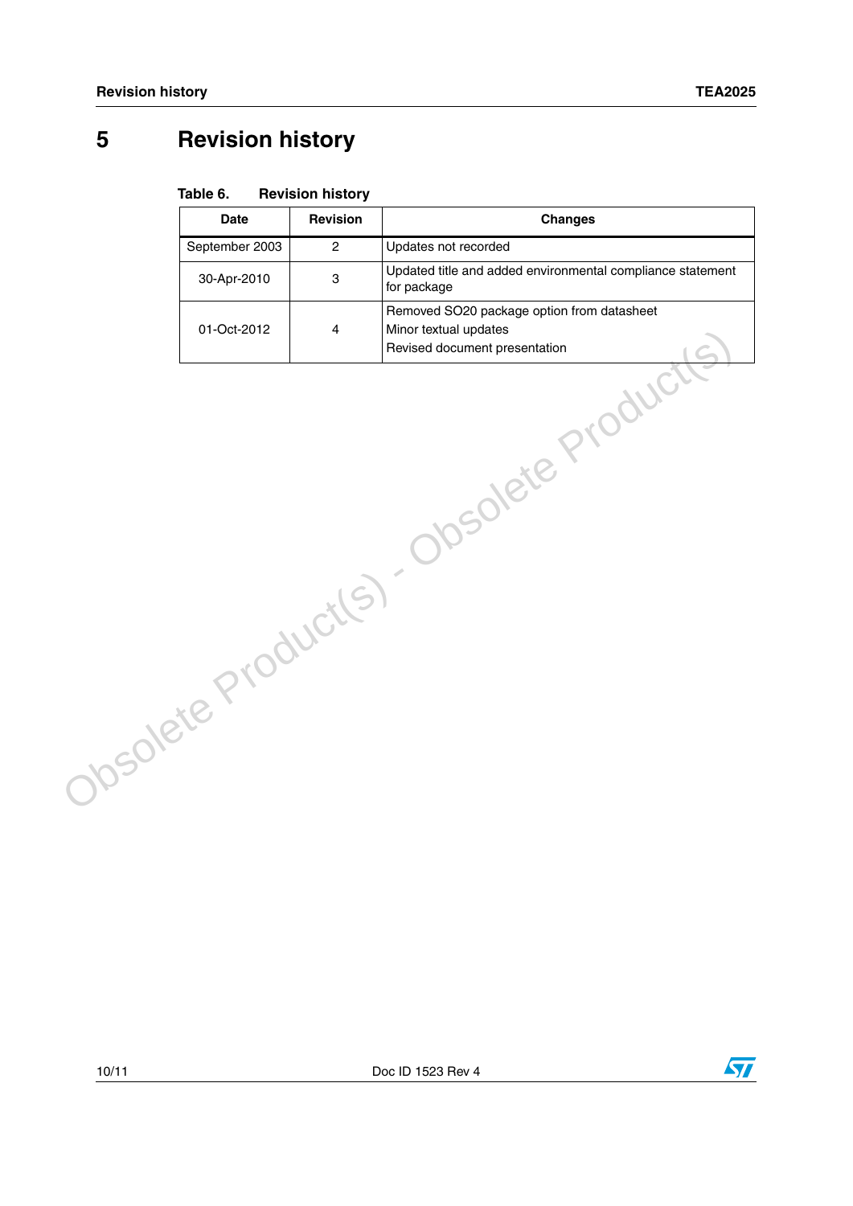# 5 Revision history

Table 6. Revision history

| Date | Revision | Changes |
|---|---|---|
| September 2003 | 2 | Updates not recorded |
| 30-Apr-2010 | 3 | Updated title and added environmental compliance statement for package |
| 01-Oct-2012 | 4 | Removed SO20 package option from datasheet<br>Minor textual updates<br>Revised document presentation |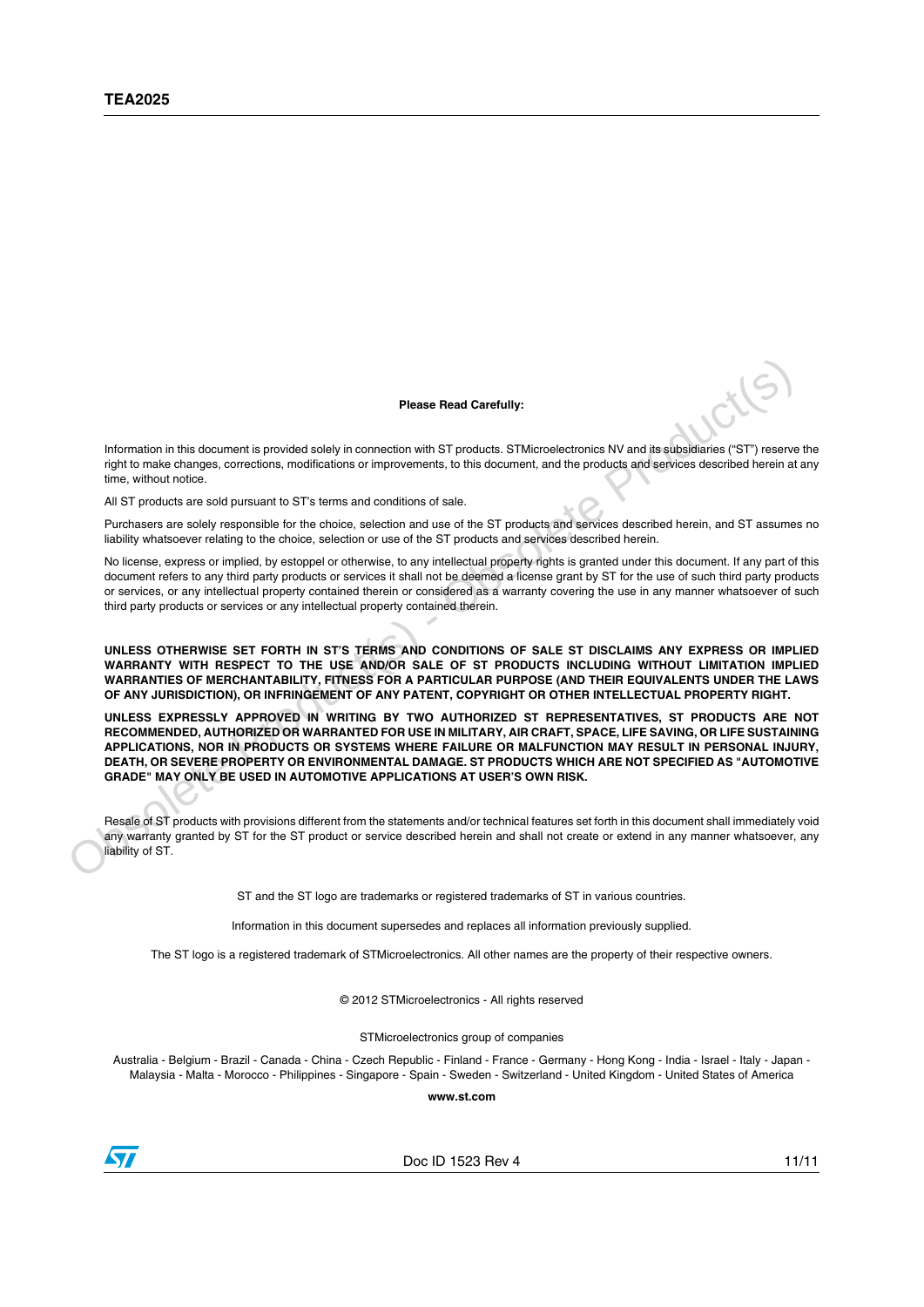**Please Read Carefully:**

Information in this document is provided solely in connection with ST products. STMicroelectronics NV and its subsidiaries ("ST") reserve the right to make changes, corrections, modifications or improvements, to this document, and the products and services described herein at any time, without notice.

All ST products are sold pursuant to ST's terms and conditions of sale.

Purchasers are solely responsible for the choice, selection and use of the ST products and services described herein, and ST assumes no liability whatsoever relating to the choice, selection or use of the ST products and services described herein.

No license, express or implied, by estoppel or otherwise, to any intellectual property rights is granted under this document. If any part of this document refers to any third party products or services it shall not be deemed a license grant by ST for the use of such third party products or services, or any intellectual property contained therein or considered as a warranty covering the use in any manner whatsoever of such third party products or services or any intellectual property contained therein.

**UNLESS OTHERWISE SET FORTH IN ST'S TERMS AND CONDITIONS OF SALE ST DISCLAIMS ANY EXPRESS OR IMPLIED WARRANTY WITH RESPECT TO THE USE AND/OR SALE OF ST PRODUCTS INCLUDING WITHOUT LIMITATION IMPLIED WARRANTIES OF MERCHANTABILITY, FITNESS FOR A PARTICULAR PURPOSE (AND THEIR EQUIVALENTS UNDER THE LAWS OF ANY JURISDICTION), OR INFRINGEMENT OF ANY PATENT, COPYRIGHT OR OTHER INTELLECTUAL PROPERTY RIGHT.**

**UNLESS EXPRESSLY APPROVED IN WRITING BY TWO AUTHORIZED ST REPRESENTATIVES, ST PRODUCTS ARE NOT RECOMMENDED, AUTHORIZED OR WARRANTED FOR USE IN MILITARY, AIR CRAFT, SPACE, LIFE SAVING, OR LIFE SUSTAINING APPLICATIONS, NOR IN PRODUCTS OR SYSTEMS WHERE FAILURE OR MALFUNCTION MAY RESULT IN PERSONAL INJURY, DEATH, OR SEVERE PROPERTY OR ENVIRONMENTAL DAMAGE. ST PRODUCTS WHICH ARE NOT SPECIFIED AS "AUTOMOTIVE GRADE" MAY ONLY BE USED IN AUTOMOTIVE APPLICATIONS AT USER'S OWN RISK.**

Resale of ST products with provisions different from the statements and/or technical features set forth in this document shall immediately void any warranty granted by ST for the ST product or service described herein and shall not create or extend in any manner whatsoever, any liability of ST.

ST and the ST logo are trademarks or registered trademarks of ST in various countries.

Information in this document supersedes and replaces all information previously supplied.

The ST logo is a registered trademark of STMicroelectronics. All other names are the property of their respective owners.

© 2012 STMicroelectronics - All rights reserved

STMicroelectronics group of companies

Australia - Belgium - Brazil - Canada - China - Czech Republic - Finland - France - Germany - Hong Kong - India - Israel - Italy - Japan - Malaysia - Malta - Morocco - Philippines - Singapore - Spain - Sweden - Switzerland - United Kingdom - United States of America

**www.st.com**